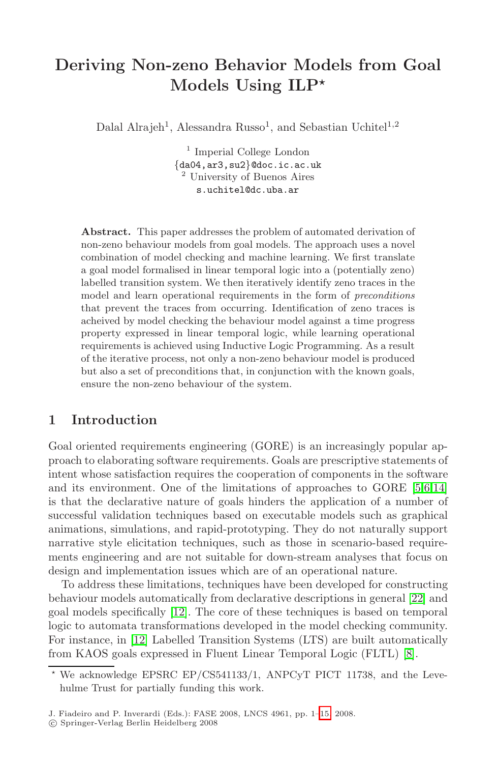# Deriving Non-zeno Behavior Models from Goal Models Using ILP*

Dalal Alrajeh[1], Alessandra Russo[1], and Sebastian Uchitel[1,2]

[1] Imperial College London
{da04,ar3,su2}@doc.ic.ac.uk
[2] University of Buenos Aires
s.uchitel@dc.uba.ar

**Abstract.** This paper addresses the problem of automated derivation of non-zeno behaviour models from goal models. The approach uses a novel combination of model checking and machine learning. We first translate a goal model formalised in linear temporal logic into a (potentially zeno) labelled transition system. We then iteratively identify zeno traces in the model and learn operational requirements in the form of *preconditions* that prevent the traces from occurring. Identification of zeno traces is acheived by model checking the behaviour model against a time progress property expressed in linear temporal logic, while learning operational requirements is achieved using Inductive Logic Programming. As a result of the iterative process, not only a non-zeno behaviour model is produced but also a set of preconditions that, in conjunction with the known goals, ensure the non-zeno behaviour of the system.

## 1 Introduction

Goal oriented requirements engineering (GORE) is an increasingly popular approach to elaborating software requirements. Goals are prescriptive statements of intent whose satisfaction requires the cooperation of components in the software and its environment. One of the limitations of approaches to GORE [5,6,14] is that the declarative nature of goals hinders the application of a number of successful validation techniques based on executable models such as graphical animations, simulations, and rapid-prototyping. They do not naturally support narrative style elicitation techniques, such as those in scenario-based requirements engineering and are not suitable for down-stream analyses that focus on design and implementation issues which are of an operational nature.

To address these limitations, techniques have been developed for constructing behaviour models automatically from declarative descriptions in general [22] and goal models specifically [12]. The core of these techniques is based on temporal logic to automata transformations developed in the model checking community. For instance, in [12] Labelled Transition Systems (LTS) are built automatically from KAOS goals expressed in Fluent Linear Temporal Logic (FLTL) [8].

* We acknowledge EPSRC EP/CS541133/1, ANPCyT PICT 11738, and the Levehulme Trust for partially funding this work.

J. Fiadeiro and P. Inverardi (Eds.): FASE 2008, LNCS 4961, pp. 1–15, 2008.
© Springer-Verlag Berlin Heidelberg 2008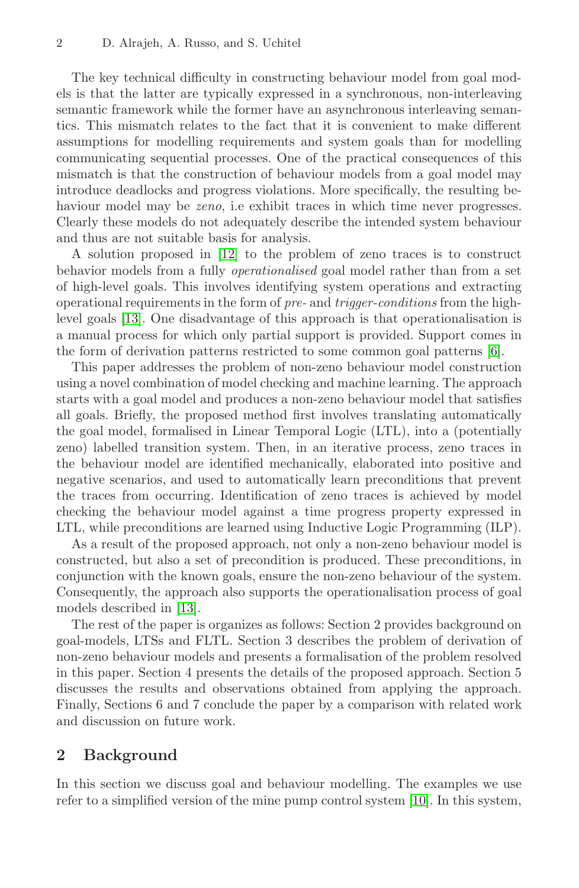The key technical difficulty in constructing behaviour model from goal models is that the latter are typically expressed in a synchronous, non-interleaving semantic framework while the former have an asynchronous interleaving semantics. This mismatch relates to the fact that it is convenient to make different assumptions for modelling requirements and system goals than for modelling communicating sequential processes. One of the practical consequences of this mismatch is that the construction of behaviour models from a goal model may introduce deadlocks and progress violations. More specifically, the resulting behaviour model may be *zeno*, i.e exhibit traces in which time never progresses. Clearly these models do not adequately describe the intended system behaviour and thus are not suitable basis for analysis.

A solution proposed in [12] to the problem of zeno traces is to construct behavior models from a fully *operationalised* goal model rather than from a set of high-level goals. This involves identifying system operations and extracting operational requirements in the form of *pre-* and *trigger-conditions* from the high-level goals [13]. One disadvantage of this approach is that operationalisation is a manual process for which only partial support is provided. Support comes in the form of derivation patterns restricted to some common goal patterns [6].

This paper addresses the problem of non-zeno behaviour model construction using a novel combination of model checking and machine learning. The approach starts with a goal model and produces a non-zeno behaviour model that satisfies all goals. Briefly, the proposed method first involves translating automatically the goal model, formalised in Linear Temporal Logic (LTL), into a (potentially zeno) labelled transition system. Then, in an iterative process, zeno traces in the behaviour model are identified mechanically, elaborated into positive and negative scenarios, and used to automatically learn preconditions that prevent the traces from occurring. Identification of zeno traces is achieved by model checking the behaviour model against a time progress property expressed in LTL, while preconditions are learned using Inductive Logic Programming (ILP).

As a result of the proposed approach, not only a non-zeno behaviour model is constructed, but also a set of precondition is produced. These preconditions, in conjunction with the known goals, ensure the non-zeno behaviour of the system. Consequently, the approach also supports the operationalisation process of goal models described in [13].

The rest of the paper is organizes as follows: Section 2 provides background on goal-models, LTSs and FLTL. Section 3 describes the problem of derivation of non-zeno behaviour models and presents a formalisation of the problem resolved in this paper. Section 4 presents the details of the proposed approach. Section 5 discusses the results and observations obtained from applying the approach. Finally, Sections 6 and 7 conclude the paper by a comparison with related work and discussion on future work.

## 2 Background

In this section we discuss goal and behaviour modelling. The examples we use refer to a simplified version of the mine pump control system [10]. In this system,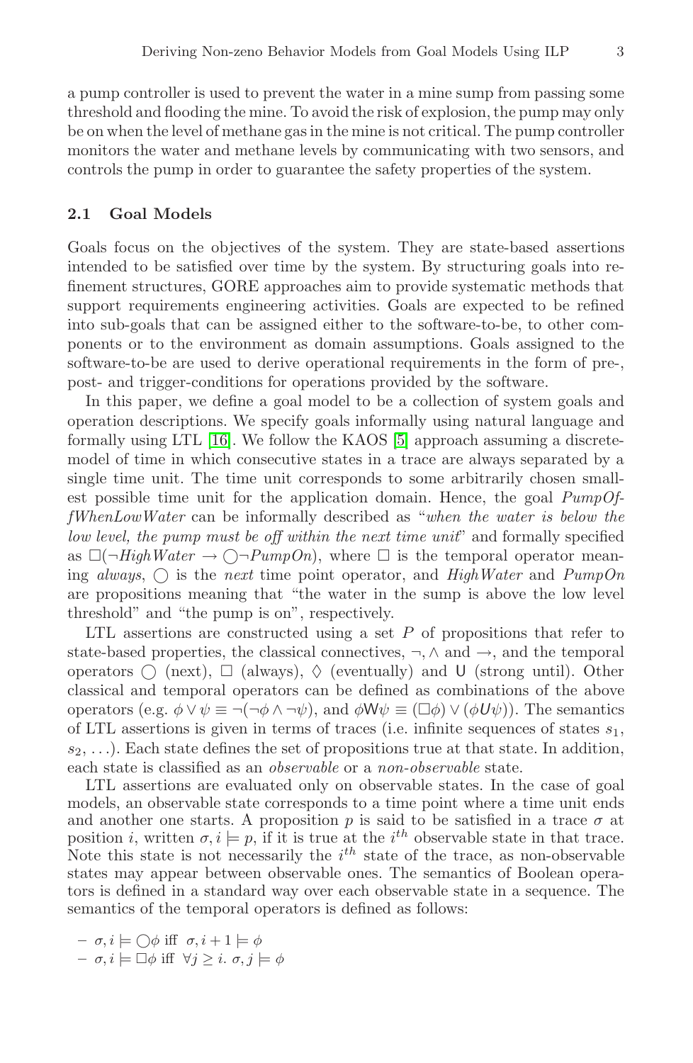a pump controller is used to prevent the water in a mine sump from passing some threshold and flooding the mine. To avoid the risk of explosion, the pump may only be on when the level of methane gas in the mine is not critical. The pump controller monitors the water and methane levels by communicating with two sensors, and controls the pump in order to guarantee the safety properties of the system.

### 2.1 Goal Models

Goals focus on the objectives of the system. They are state-based assertions intended to be satisfied over time by the system. By structuring goals into refinement structures, GORE approaches aim to provide systematic methods that support requirements engineering activities. Goals are expected to be refined into sub-goals that can be assigned either to the software-to-be, to other components or to the environment as domain assumptions. Goals assigned to the software-to-be are used to derive operational requirements in the form of pre-, post- and trigger-conditions for operations provided by the software.

In this paper, we define a goal model to be a collection of system goals and operation descriptions. We specify goals informally using natural language and formally using LTL [16]. We follow the KAOS [5] approach assuming a discrete-model of time in which consecutive states in a trace are always separated by a single time unit. The time unit corresponds to some arbitrarily chosen smallest possible time unit for the application domain. Hence, the goal *PumpOffWhenLowWater* can be informally described as "*when the water is below the low level, the pump must be off within the next time unit*" and formally specified as $\Box(\neg HighWater \rightarrow \bigcirc\neg PumpOn)$, where $\Box$ is the temporal operator meaning *always*, $\bigcirc$ is the *next* time point operator, and *HighWater* and *PumpOn* are propositions meaning that "the water in the sump is above the low level threshold" and "the pump is on", respectively.

LTL assertions are constructed using a set $P$ of propositions that refer to state-based properties, the classical connectives, $\neg, \wedge$ and $\rightarrow$, and the temporal operators $\bigcirc$ (next), $\Box$ (always), $\Diamond$ (eventually) and $\mathsf{U}$ (strong until). Other classical and temporal operators can be defined as combinations of the above operators (e.g. $\phi \vee \psi \equiv \neg(\neg\phi \wedge \neg\psi)$, and $\phi \mathsf{W} \psi \equiv (\Box\phi) \vee (\phi \mathsf{U} \psi)$). The semantics of LTL assertions is given in terms of traces (i.e. infinite sequences of states $s_1$, $s_2, \ldots$). Each state defines the set of propositions true at that state. In addition, each state is classified as an *observable* or a *non-observable* state.

LTL assertions are evaluated only on observable states. In the case of goal models, an observable state corresponds to a time point where a time unit ends and another one starts. A proposition $p$ is said to be satisfied in a trace $\sigma$ at position $i$, written $\sigma, i \models p$, if it is true at the $i^{th}$ observable state in that trace. Note this state is not necessarily the $i^{th}$ state of the trace, as non-observable states may appear between observable ones. The semantics of Boolean operators is defined in a standard way over each observable state in a sequence. The semantics of the temporal operators is defined as follows:

- $\sigma, i \models \bigcirc\phi$ iff $\sigma, i+1 \models \phi$
- $\sigma, i \models \Box\phi$ iff $\forall j \geq i.\ \sigma, j \models \phi$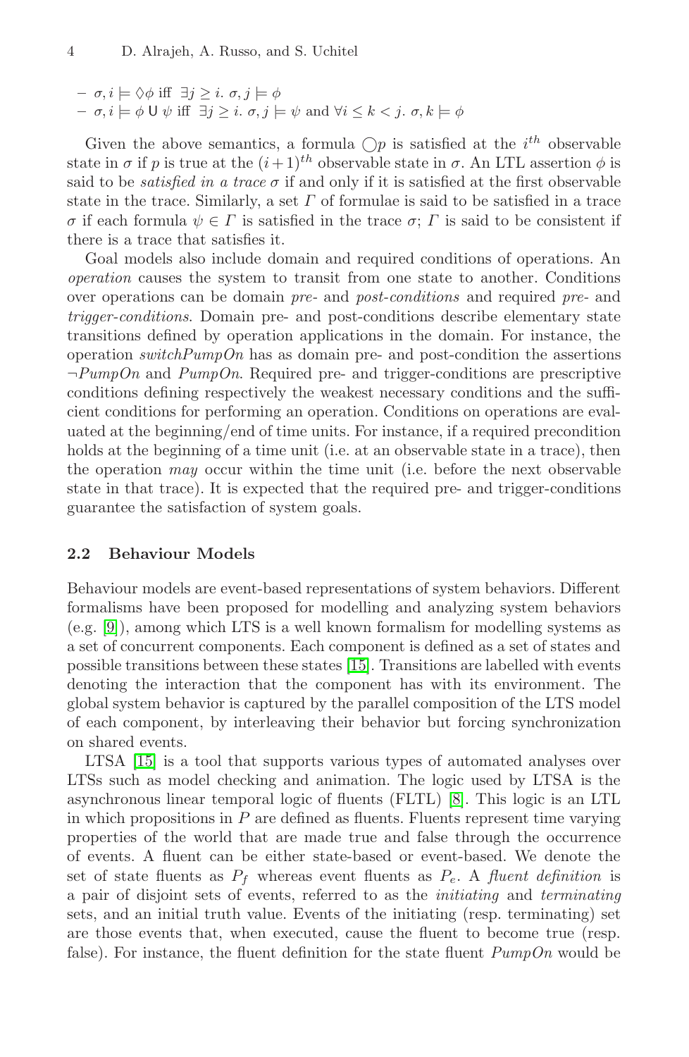- $\sigma, i \models \Diamond\phi$ iff $\exists j \geq i.\ \sigma, j \models \phi$
- $\sigma, i \models \phi \mathsf{U} \psi$ iff $\exists j \geq i.\ \sigma, j \models \psi$ and $\forall i \leq k < j.\ \sigma, k \models \phi$

Given the above semantics, a formula $\bigcirc p$ is satisfied at the $i^{th}$ observable state in $\sigma$ if $p$ is true at the $(i+1)^{th}$ observable state in $\sigma$. An LTL assertion $\phi$ is said to be *satisfied in a trace* $\sigma$ if and only if it is satisfied at the first observable state in the trace. Similarly, a set $\Gamma$ of formulae is said to be satisfied in a trace $\sigma$ if each formula $\psi \in \Gamma$ is satisfied in the trace $\sigma$; $\Gamma$ is said to be consistent if there is a trace that satisfies it.

Goal models also include domain and required conditions of operations. An *operation* causes the system to transit from one state to another. Conditions over operations can be domain *pre-* and *post-conditions* and required *pre-* and *trigger-conditions*. Domain pre- and post-conditions describe elementary state transitions defined by operation applications in the domain. For instance, the operation *switchPumpOn* has as domain pre- and post-condition the assertions $\neg PumpOn$ and $PumpOn$. Required pre- and trigger-conditions are prescriptive conditions defining respectively the weakest necessary conditions and the sufficient conditions for performing an operation. Conditions on operations are evaluated at the beginning/end of time units. For instance, if a required precondition holds at the beginning of a time unit (i.e. at an observable state in a trace), then the operation *may* occur within the time unit (i.e. before the next observable state in that trace). It is expected that the required pre- and trigger-conditions guarantee the satisfaction of system goals.

### 2.2 Behaviour Models

Behaviour models are event-based representations of system behaviors. Different formalisms have been proposed for modelling and analyzing system behaviors (e.g. [9]), among which LTS is a well known formalism for modelling systems as a set of concurrent components. Each component is defined as a set of states and possible transitions between these states [15]. Transitions are labelled with events denoting the interaction that the component has with its environment. The global system behavior is captured by the parallel composition of the LTS model of each component, by interleaving their behavior but forcing synchronization on shared events.

LTSA [15] is a tool that supports various types of automated analyses over LTSs such as model checking and animation. The logic used by LTSA is the asynchronous linear temporal logic of fluents (FLTL) [8]. This logic is an LTL in which propositions in $P$ are defined as fluents. Fluents represent time varying properties of the world that are made true and false through the occurrence of events. A fluent can be either state-based or event-based. We denote the set of state fluents as $P_f$ whereas event fluents as $P_e$. A *fluent definition* is a pair of disjoint sets of events, referred to as the *initiating* and *terminating* sets, and an initial truth value. Events of the initiating (resp. terminating) set are those events that, when executed, cause the fluent to become true (resp. false). For instance, the fluent definition for the state fluent *PumpOn* would be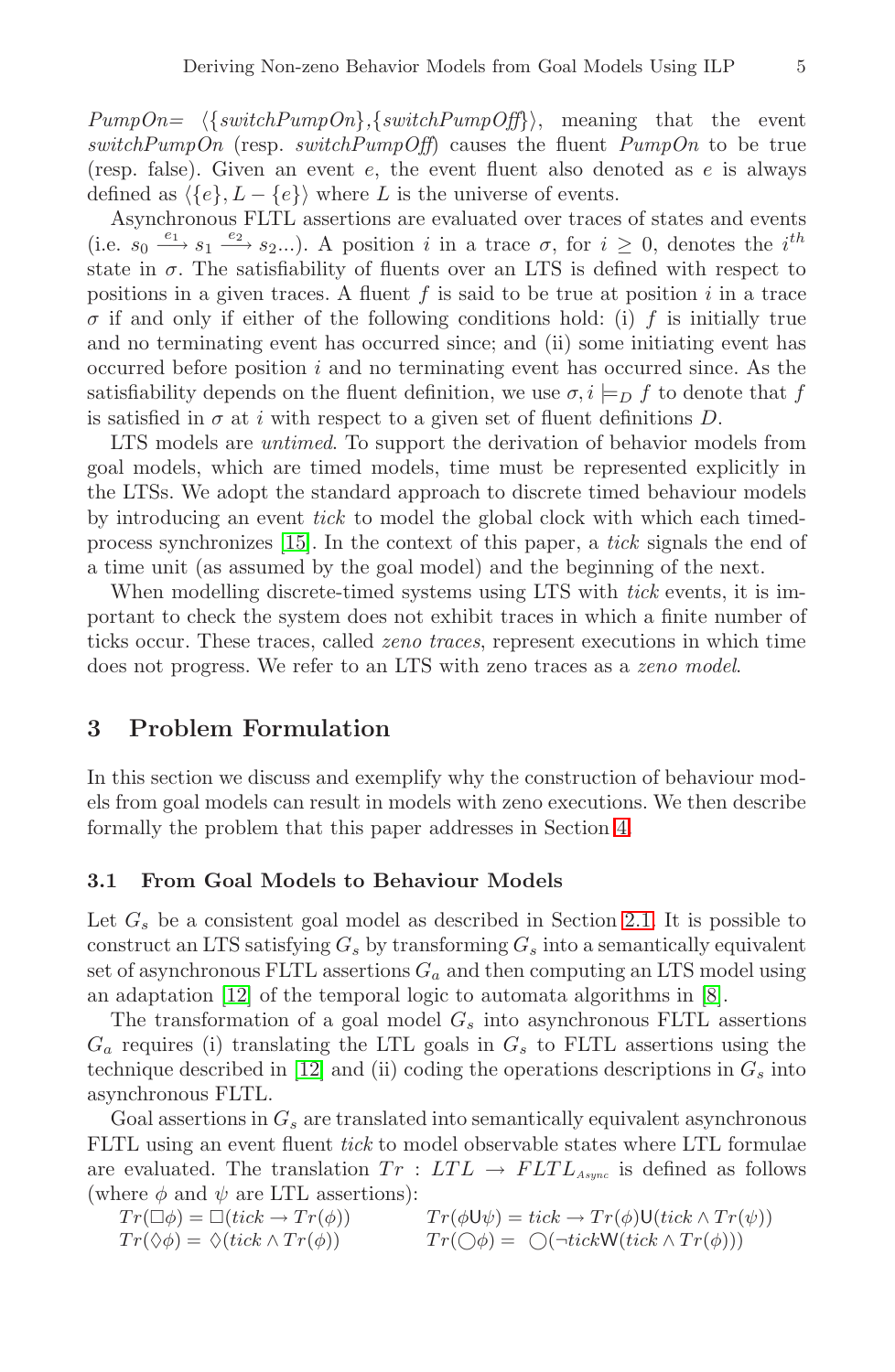*PumpOn*= $\langle\{switchPumpOn\},\{switchPumpOff\}\rangle$, meaning that the event *switchPumpOn* (resp. *switchPumpOff*) causes the fluent *PumpOn* to be true (resp. false). Given an event $e$, the event fluent also denoted as $e$ is always defined as $\langle\{e\}, L - \{e\}\rangle$ where $L$ is the universe of events.

Asynchronous FLTL assertions are evaluated over traces of states and events (i.e. $s_0 \xrightarrow{e_1} s_1 \xrightarrow{e_2} s_2 ...$). A position $i$ in a trace $\sigma$, for $i \geq 0$, denotes the $i^{th}$ state in $\sigma$. The satisfiability of fluents over an LTS is defined with respect to positions in a given traces. A fluent $f$ is said to be true at position $i$ in a trace $\sigma$ if and only if either of the following conditions hold: (i) $f$ is initially true and no terminating event has occurred since; and (ii) some initiating event has occurred before position $i$ and no terminating event has occurred since. As the satisfiability depends on the fluent definition, we use $\sigma, i \models_D f$ to denote that $f$ is satisfied in $\sigma$ at $i$ with respect to a given set of fluent definitions $D$.

LTS models are *untimed*. To support the derivation of behavior models from goal models, which are timed models, time must be represented explicitly in the LTSs. We adopt the standard approach to discrete timed behaviour models by introducing an event *tick* to model the global clock with which each timed-process synchronizes [15]. In the context of this paper, a *tick* signals the end of a time unit (as assumed by the goal model) and the beginning of the next.

When modelling discrete-timed systems using LTS with *tick* events, it is important to check the system does not exhibit traces in which a finite number of ticks occur. These traces, called *zeno traces*, represent executions in which time does not progress. We refer to an LTS with zeno traces as a *zeno model*.

## 3 Problem Formulation

In this section we discuss and exemplify why the construction of behaviour models from goal models can result in models with zeno executions. We then describe formally the problem that this paper addresses in Section 4.

### 3.1 From Goal Models to Behaviour Models

Let $G_s$ be a consistent goal model as described in Section 2.1. It is possible to construct an LTS satisfying $G_s$ by transforming $G_s$ into a semantically equivalent set of asynchronous FLTL assertions $G_a$ and then computing an LTS model using an adaptation [12] of the temporal logic to automata algorithms in [8].

The transformation of a goal model $G_s$ into asynchronous FLTL assertions $G_a$ requires (i) translating the LTL goals in $G_s$ to FLTL assertions using the technique described in [12] and (ii) coding the operations descriptions in $G_s$ into asynchronous FLTL.

Goal assertions in $G_s$ are translated into semantically equivalent asynchronous FLTL using an event fluent *tick* to model observable states where LTL formulae are evaluated. The translation $Tr : LTL \rightarrow FLTL_{Async}$ is defined as follows (where $\phi$ and $\psi$ are LTL assertions):

$$Tr(\Box\phi) = \Box(tick \rightarrow Tr(\phi)) \qquad Tr(\phi \mathsf{U} \psi) = tick \rightarrow Tr(\phi)\mathsf{U}(tick \wedge Tr(\psi))$$
$$Tr(\Diamond\phi) = \Diamond(tick \wedge Tr(\phi)) \qquad Tr(\bigcirc\phi) = \bigcirc(\neg tick \mathsf{W}(tick \wedge Tr(\phi)))$$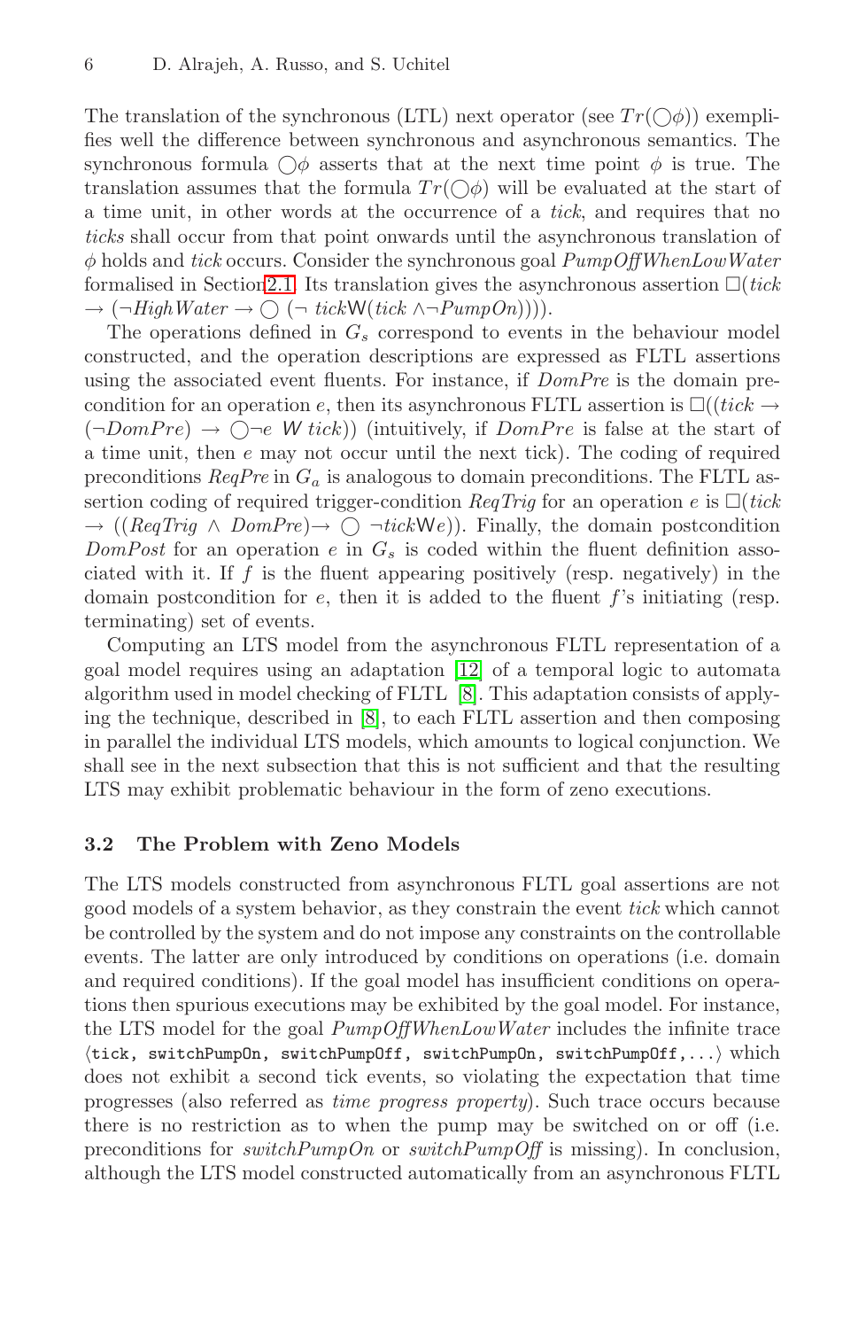The translation of the synchronous (LTL) next operator (see $Tr(\bigcirc\phi)$) exemplifies well the difference between synchronous and asynchronous semantics. The synchronous formula $\bigcirc\phi$ asserts that at the next time point $\phi$ is true. The translation assumes that the formula $Tr(\bigcirc\phi)$ will be evaluated at the start of a time unit, in other words at the occurrence of a *tick*, and requires that no *ticks* shall occur from that point onwards until the asynchronous translation of $\phi$ holds and *tick* occurs. Consider the synchronous goal *PumpOffWhenLowWater* formalised in Section2.1. Its translation gives the asynchronous assertion $\square(tick \rightarrow (\neg HighWater \rightarrow \bigcirc\ (\neg\ tick \mathsf{W}(tick \wedge \neg PumpOn))))$.

The operations defined in $G_s$ correspond to events in the behaviour model constructed, and the operation descriptions are expressed as FLTL assertions using the associated event fluents. For instance, if *DomPre* is the domain precondition for an operation $e$, then its asynchronous FLTL assertion is $\square((tick \rightarrow (\neg DomPre) \rightarrow \bigcirc\neg e\ \mathsf{W}\ tick))$ (intuitively, if *DomPre* is false at the start of a time unit, then $e$ may not occur until the next tick). The coding of required preconditions *ReqPre* in $G_a$ is analogous to domain preconditions. The FLTL assertion coding of required trigger-condition *ReqTrig* for an operation $e$ is $\square(tick \rightarrow ((ReqTrig \wedge DomPre) \rightarrow \bigcirc\ \neg tick \mathsf{W} e))$. Finally, the domain postcondition *DomPost* for an operation $e$ in $G_s$ is coded within the fluent definition associated with it. If $f$ is the fluent appearing positively (resp. negatively) in the domain postcondition for $e$, then it is added to the fluent $f$'s initiating (resp. terminating) set of events.

Computing an LTS model from the asynchronous FLTL representation of a goal model requires using an adaptation [12] of a temporal logic to automata algorithm used in model checking of FLTL [8]. This adaptation consists of applying the technique, described in [8], to each FLTL assertion and then composing in parallel the individual LTS models, which amounts to logical conjunction. We shall see in the next subsection that this is not sufficient and that the resulting LTS may exhibit problematic behaviour in the form of zeno executions.

### 3.2 The Problem with Zeno Models

The LTS models constructed from asynchronous FLTL goal assertions are not good models of a system behavior, as they constrain the event *tick* which cannot be controlled by the system and do not impose any constraints on the controllable events. The latter are only introduced by conditions on operations (i.e. domain and required conditions). If the goal model has insufficient conditions on operations then spurious executions may be exhibited by the goal model. For instance, the LTS model for the goal *PumpOffWhenLowWater* includes the infinite trace ⟨`tick, switchPumpOn, switchPumpOff, switchPumpOn, switchPumpOff,...`⟩ which does not exhibit a second tick events, so violating the expectation that time progresses (also referred as *time progress property*). Such trace occurs because there is no restriction as to when the pump may be switched on or off (i.e. preconditions for *switchPumpOn* or *switchPumpOff* is missing). In conclusion, although the LTS model constructed automatically from an asynchronous FLTL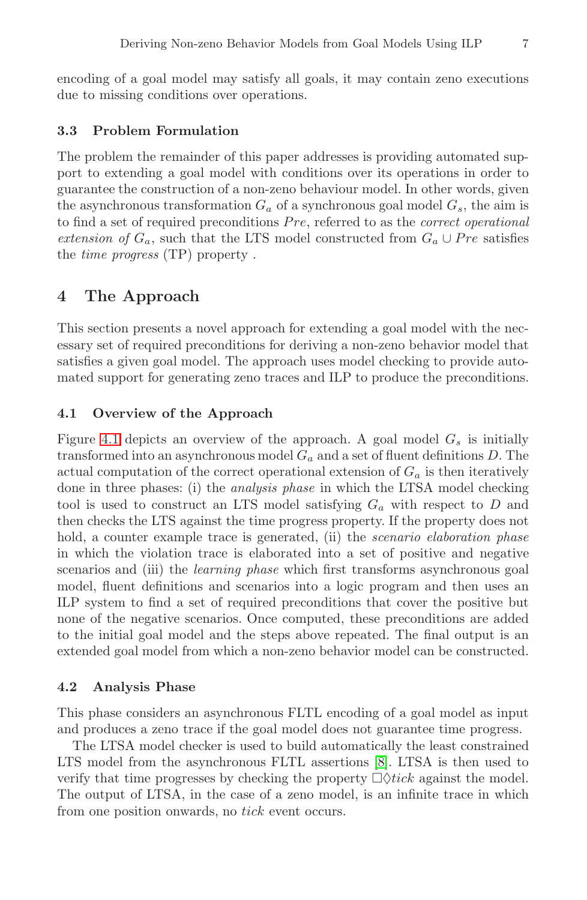encoding of a goal model may satisfy all goals, it may contain zeno executions due to missing conditions over operations.

### 3.3 Problem Formulation

The problem the remainder of this paper addresses is providing automated support to extending a goal model with conditions over its operations in order to guarantee the construction of a non-zeno behaviour model. In other words, given the asynchronous transformation $G_a$ of a synchronous goal model $G_s$, the aim is to find a set of required preconditions $Pre$, referred to as the *correct operational extension of* $G_a$, such that the LTS model constructed from $G_a \cup Pre$ satisfies the *time progress* (TP) property .

## 4 The Approach

This section presents a novel approach for extending a goal model with the necessary set of required preconditions for deriving a non-zeno behavior model that satisfies a given goal model. The approach uses model checking to provide automated support for generating zeno traces and ILP to produce the preconditions.

### 4.1 Overview of the Approach

Figure 4.1 depicts an overview of the approach. A goal model $G_s$ is initially transformed into an asynchronous model $G_a$ and a set of fluent definitions $D$. The actual computation of the correct operational extension of $G_a$ is then iteratively done in three phases: (i) the *analysis phase* in which the LTSA model checking tool is used to construct an LTS model satisfying $G_a$ with respect to $D$ and then checks the LTS against the time progress property. If the property does not hold, a counter example trace is generated, (ii) the *scenario elaboration phase* in which the violation trace is elaborated into a set of positive and negative scenarios and (iii) the *learning phase* which first transforms asynchronous goal model, fluent definitions and scenarios into a logic program and then uses an ILP system to find a set of required preconditions that cover the positive but none of the negative scenarios. Once computed, these preconditions are added to the initial goal model and the steps above repeated. The final output is an extended goal model from which a non-zeno behavior model can be constructed.

### 4.2 Analysis Phase

This phase considers an asynchronous FLTL encoding of a goal model as input and produces a zeno trace if the goal model does not guarantee time progress.

The LTSA model checker is used to build automatically the least constrained LTS model from the asynchronous FLTL assertions [8]. LTSA is then used to verify that time progresses by checking the property $\Box\Diamond tick$ against the model. The output of LTSA, in the case of a zeno model, is an infinite trace in which from one position onwards, no *tick* event occurs.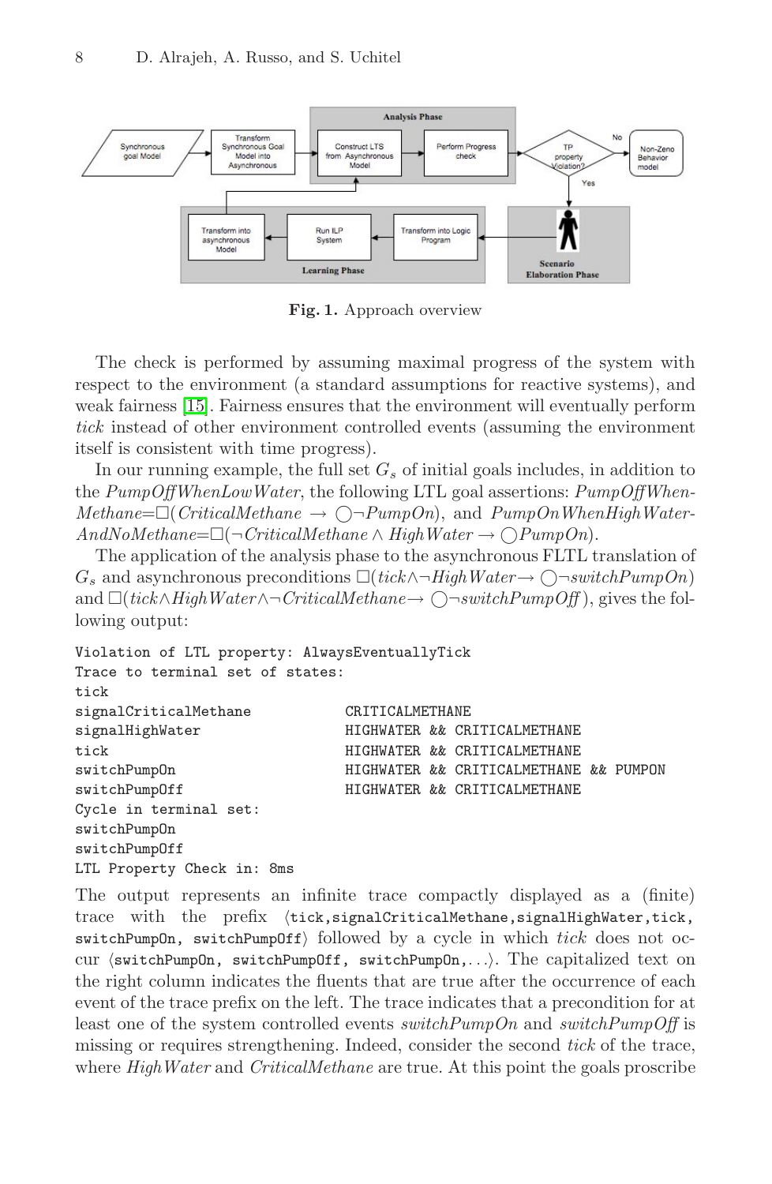Fig. 1. Approach overview

The check is performed by assuming maximal progress of the system with respect to the environment (a standard assumptions for reactive systems), and weak fairness [15]. Fairness ensures that the environment will eventually perform *tick* instead of other environment controlled events (assuming the environment itself is consistent with time progress).

In our running example, the full set $G_s$ of initial goals includes, in addition to the *PumpOffWhenLowWater*, the following LTL goal assertions: *PumpOffWhenMethane*$=\Box(CriticalMethane \rightarrow \bigcirc\neg PumpOn)$, and *PumpOnWhenHighWaterAndNoMethane*$=\Box(\neg CriticalMethane \wedge HighWater \rightarrow \bigcirc PumpOn)$.

The application of the analysis phase to the asynchronous FLTL translation of $G_s$ and asynchronous preconditions $\Box(tick \wedge \neg HighWater \rightarrow \bigcirc\neg switchPumpOn)$ and $\Box(tick \wedge HighWater \wedge \neg CriticalMethane \rightarrow \bigcirc\neg switchPumpOff)$, gives the following output:

```
Violation of LTL property: AlwaysEventuallyTick
Trace to terminal set of states:
tick
signalCriticalMethane         CRITICALMETHANE
signalHighWater               HIGHWATER && CRITICALMETHANE
tick                          HIGHWATER && CRITICALMETHANE
switchPumpOn                  HIGHWATER && CRITICALMETHANE && PUMPON
switchPumpOff                 HIGHWATER && CRITICALMETHANE
Cycle in terminal set:
switchPumpOn
switchPumpOff
LTL Property Check in: 8ms
```

The output represents an infinite trace compactly displayed as a (finite) trace with the prefix ⟨`tick,signalCriticalMethane,signalHighWater,tick, switchPumpOn, switchPumpOff`⟩ followed by a cycle in which *tick* does not occur ⟨`switchPumpOn, switchPumpOff, switchPumpOn,`...⟩. The capitalized text on the right column indicates the fluents that are true after the occurrence of each event of the trace prefix on the left. The trace indicates that a precondition for at least one of the system controlled events *switchPumpOn* and *switchPumpOff* is missing or requires strengthening. Indeed, consider the second *tick* of the trace, where *HighWater* and *CriticalMethane* are true. At this point the goals proscribe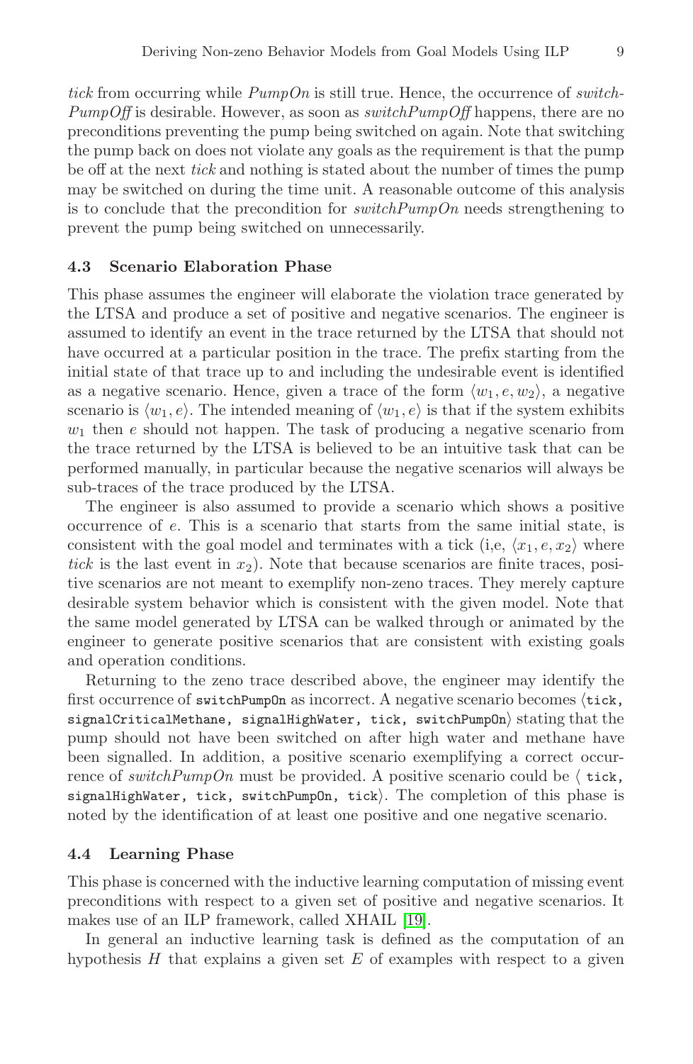*tick* from occurring while *PumpOn* is still true. Hence, the occurrence of *switchPumpOff* is desirable. However, as soon as *switchPumpOff* happens, there are no preconditions preventing the pump being switched on again. Note that switching the pump back on does not violate any goals as the requirement is that the pump be off at the next *tick* and nothing is stated about the number of times the pump may be switched on during the time unit. A reasonable outcome of this analysis is to conclude that the precondition for *switchPumpOn* needs strengthening to prevent the pump being switched on unnecessarily.

### 4.3 Scenario Elaboration Phase

This phase assumes the engineer will elaborate the violation trace generated by the LTSA and produce a set of positive and negative scenarios. The engineer is assumed to identify an event in the trace returned by the LTSA that should not have occurred at a particular position in the trace. The prefix starting from the initial state of that trace up to and including the undesirable event is identified as a negative scenario. Hence, given a trace of the form $\langle w_1, e, w_2 \rangle$, a negative scenario is $\langle w_1, e \rangle$. The intended meaning of $\langle w_1, e \rangle$ is that if the system exhibits $w_1$ then $e$ should not happen. The task of producing a negative scenario from the trace returned by the LTSA is believed to be an intuitive task that can be performed manually, in particular because the negative scenarios will always be sub-traces of the trace produced by the LTSA.

The engineer is also assumed to provide a scenario which shows a positive occurrence of $e$. This is a scenario that starts from the same initial state, is consistent with the goal model and terminates with a tick (i,e, $\langle x_1, e, x_2 \rangle$ where *tick* is the last event in $x_2$). Note that because scenarios are finite traces, positive scenarios are not meant to exemplify non-zeno traces. They merely capture desirable system behavior which is consistent with the given model. Note that the same model generated by LTSA can be walked through or animated by the engineer to generate positive scenarios that are consistent with existing goals and operation conditions.

Returning to the zeno trace described above, the engineer may identify the first occurrence of `switchPumpOn` as incorrect. A negative scenario becomes ⟨`tick, signalCriticalMethane, signalHighWater, tick, switchPumpOn`⟩ stating that the pump should not have been switched on after high water and methane have been signalled. In addition, a positive scenario exemplifying a correct occurrence of *switchPumpOn* must be provided. A positive scenario could be ⟨ `tick, signalHighWater, tick, switchPumpOn, tick`⟩. The completion of this phase is noted by the identification of at least one positive and one negative scenario.

### 4.4 Learning Phase

This phase is concerned with the inductive learning computation of missing event preconditions with respect to a given set of positive and negative scenarios. It makes use of an ILP framework, called XHAIL [19].

In general an inductive learning task is defined as the computation of an hypothesis $H$ that explains a given set $E$ of examples with respect to a given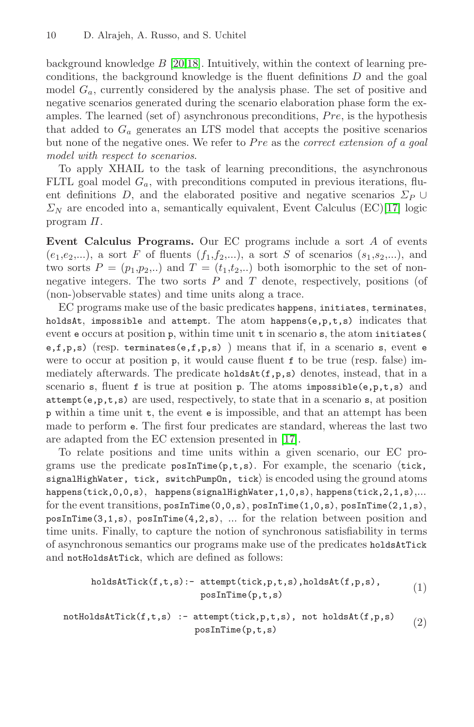background knowledge $B$ [20,18]. Intuitively, within the context of learning preconditions, the background knowledge is the fluent definitions $D$ and the goal model $G_a$, currently considered by the analysis phase. The set of positive and negative scenarios generated during the scenario elaboration phase form the examples. The learned (set of) asynchronous preconditions, $Pre$, is the hypothesis that added to $G_a$ generates an LTS model that accepts the positive scenarios but none of the negative ones. We refer to $Pre$ as the *correct extension of a goal model with respect to scenarios*.

To apply XHAIL to the task of learning preconditions, the asynchronous FLTL goal model $G_a$, with preconditions computed in previous iterations, fluent definitions $D$, and the elaborated positive and negative scenarios $\Sigma_P \cup \Sigma_N$ are encoded into a, semantically equivalent, Event Calculus (EC)[17] logic program $\Pi$.

**Event Calculus Programs.** Our EC programs include a sort $A$ of events ($e_1$,$e_2$,...), a sort $F$ of fluents ($f_1$,$f_2$,...), a sort $S$ of scenarios ($s_1$,$s_2$,...), and two sorts $P = (p_1$,$p_2$,..) and $T = (t_1$,$t_2$,..) both isomorphic to the set of non-negative integers. The two sorts $P$ and $T$ denote, respectively, positions (of (non-)observable states) and time units along a trace.

EC programs make use of the basic predicates `happens`, `initiates`, `terminates`, `holdsAt`, `impossible` and `attempt`. The atom `happens(e,p,t,s)` indicates that event `e` occurs at position `p`, within time unit `t` in scenario `s`, the atom `initiates(e,f,p,s)` (resp. `terminates(e,f,p,s)` ) means that if, in a scenario `s`, event `e` were to occur at position `p`, it would cause fluent `f` to be true (resp. false) immediately afterwards. The predicate `holdsAt(f,p,s)` denotes, instead, that in a scenario `s`, fluent `f` is true at position `p`. The atoms `impossible(e,p,t,s)` and `attempt(e,p,t,s)` are used, respectively, to state that in a scenario `s`, at position `p` within a time unit `t`, the event `e` is impossible, and that an attempt has been made to perform `e`. The first four predicates are standard, whereas the last two are adapted from the EC extension presented in [17].

To relate positions and time units within a given scenario, our EC programs use the predicate `posInTime(p,t,s)`. For example, the scenario ⟨`tick, signalHighWater, tick, switchPumpOn, tick`⟩ is encoded using the ground atoms `happens(tick,0,0,s)`, `happens(signalHighWater,1,0,s)`, `happens(tick,2,1,s)`,... for the event transitions, `posInTime(0,0,s)`, `posInTime(1,0,s)`, `posInTime(2,1,s)`, `posInTime(3,1,s)`, `posInTime(4,2,s)`, ... for the relation between position and time units. Finally, to capture the notion of synchronous satisfiability in terms of asynchronous semantics our programs make use of the predicates `holdsAtTick` and `notHoldsAtTick`, which are defined as follows:

```
holdsAtTick(f,t,s):- attempt(tick,p,t,s),holdsAt(f,p,s),
                     posInTime(p,t,s)                          (1)
```

```
notHoldsAtTick(f,t,s) :- attempt(tick,p,t,s), not holdsAt(f,p,s)
                         posInTime(p,t,s)                      (2)
```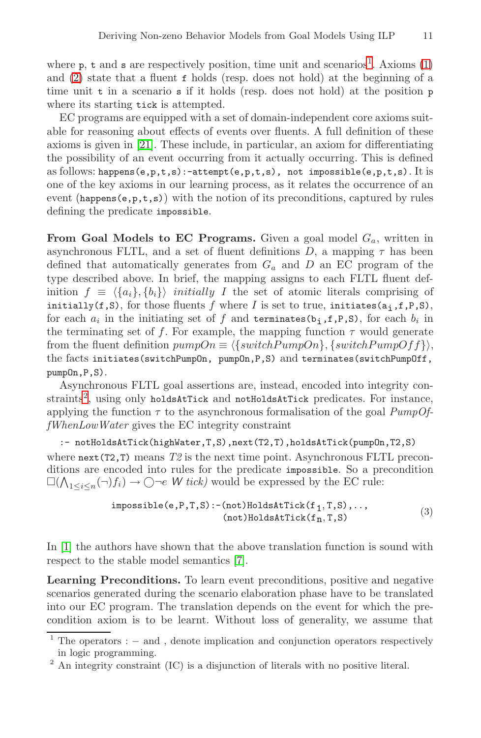where p, t and s are respectively position, time unit and scenarios[1]. Axioms (1) and (2) state that a fluent f holds (resp. does not hold) at the beginning of a time unit t in a scenario s if it holds (resp. does not hold) at the position p where its starting tick is attempted.

EC programs are equipped with a set of domain-independent core axioms suitable for reasoning about effects of events over fluents. A full definition of these axioms is given in [21]. These include, in particular, an axiom for differentiating the possibility of an event occurring from it actually occurring. This is defined as follows: `happens(e,p,t,s):-attempt(e,p,t,s), not impossible(e,p,t,s)`. It is one of the key axioms in our learning process, as it relates the occurrence of an event (`happens(e,p,t,s)`) with the notion of its preconditions, captured by rules defining the predicate `impossible`.

**From Goal Models to EC Programs.** Given a goal model $G_a$, written in asynchronous FLTL, and a set of fluent definitions $D$, a mapping $\tau$ has been defined that automatically generates from $G_a$ and $D$ an EC program of the type described above. In brief, the mapping assigns to each FLTL fluent definition $f \equiv \langle\{a_i\},\{b_i\}\rangle$ *initially* $I$ the set of atomic literals comprising of `initially(f,S)`, for those fluents $f$ where $I$ is set to true, `initiates(`$a_i$`,f,P,S)`, for each $a_i$ in the initiating set of $f$ and `terminates(`$b_i$`,f,P,S)`, for each $b_i$ in the terminating set of $f$. For example, the mapping function $\tau$ would generate from the fluent definition $pumpOn \equiv \langle\{switchPumpOn\},\{switchPumpOff\}\rangle$, the facts `initiates(switchPumpOn, pumpOn,P,S)` and `terminates(switchPumpOff, pumpOn,P,S)`.

Asynchronous FLTL goal assertions are, instead, encoded into integrity constraints[2], using only `holdsAtTick` and `notHoldsAtTick` predicates. For instance, applying the function $\tau$ to the asynchronous formalisation of the goal *PumpOffWhenLowWater* gives the EC integrity constraint

```
:- notHoldsAtTick(highWater,T,S),next(T2,T),holdsAtTick(pumpOn,T2,S)
```

where `next(T2,T)` means *T2* is the next time point. Asynchronous FLTL preconditions are encoded into rules for the predicate `impossible`. So a precondition $\Box(\bigwedge_{1\leq i\leq n}(\neg)f_i) \rightarrow \bigcirc\neg e \; \mathsf{W} \; tick)$ would be expressed by the EC rule:

$$\texttt{impossible(e,P,T,S):-(not)HoldsAtTick(f}_1\texttt{,T,S),..,}\quad \texttt{(not)HoldsAtTick(f}_n\texttt{,T,S)} \tag{3}$$

In [1] the authors have shown that the above translation function is sound with respect to the stable model semantics [7].

**Learning Preconditions.** To learn event preconditions, positive and negative scenarios generated during the scenario elaboration phase have to be translated into our EC program. The translation depends on the event for which the precondition axiom is to be learnt. Without loss of generality, we assume that

---

[1] The operators : − and , denote implication and conjunction operators respectively in logic programming.

[2] An integrity constraint (IC) is a disjunction of literals with no positive literal.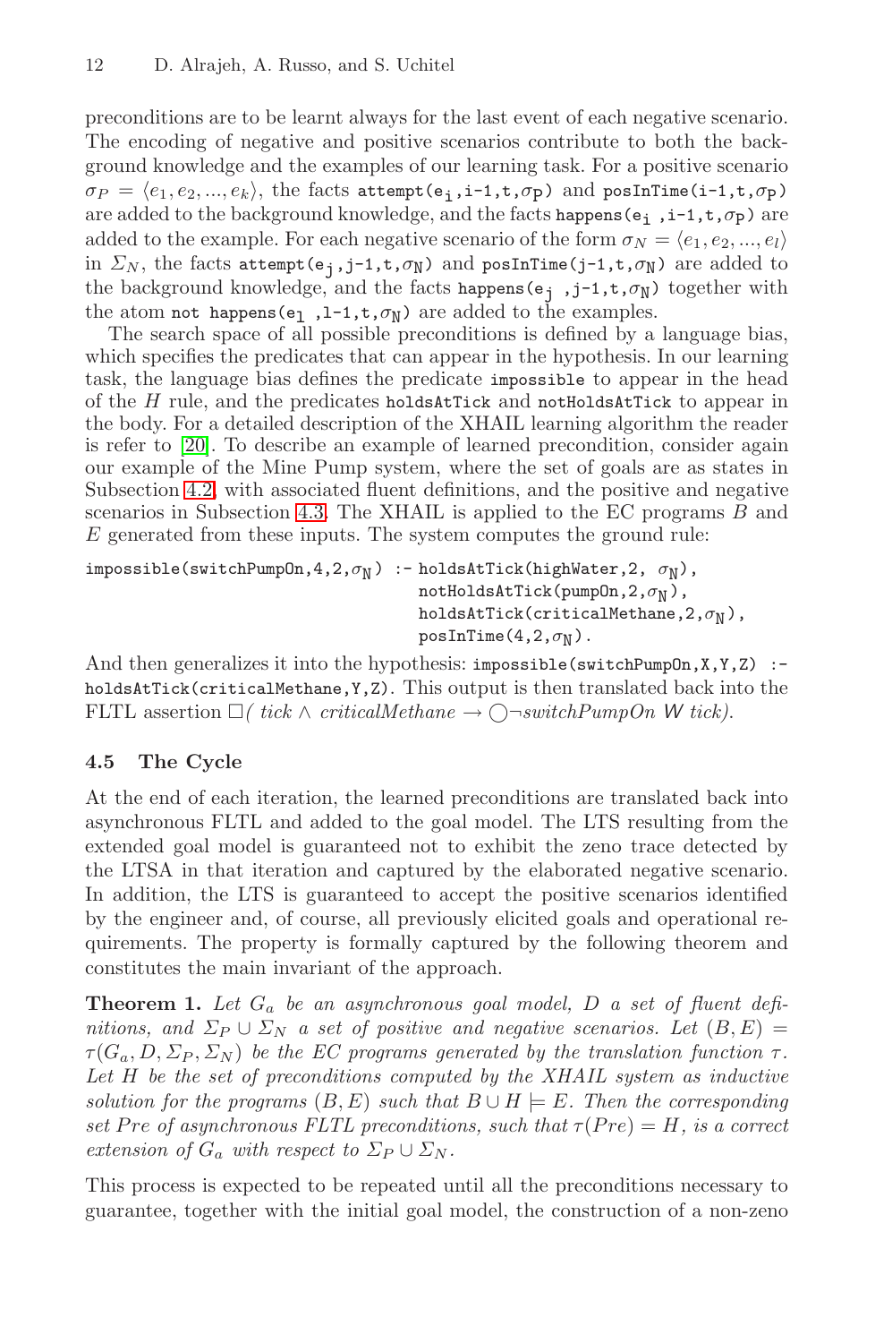preconditions are to be learnt always for the last event of each negative scenario. The encoding of negative and positive scenarios contribute to both the background knowledge and the examples of our learning task. For a positive scenario $\sigma_P = \langle e_1, e_2, ..., e_k \rangle$, the facts attempt($e_i$,i-1,t,$\sigma_P$) and posInTime(i-1,t,$\sigma_P$) are added to the background knowledge, and the facts happens($e_i$ ,i-1,t,$\sigma_P$) are added to the example. For each negative scenario of the form $\sigma_N = \langle e_1, e_2, ..., e_l \rangle$ in $\Sigma_N$, the facts attempt($e_j$,j-1,t,$\sigma_N$) and posInTime(j-1,t,$\sigma_N$) are added to the background knowledge, and the facts happens($e_j$ ,j-1,t,$\sigma_N$) together with the atom not happens($e_l$ ,l-1,t,$\sigma_N$) are added to the examples.

The search space of all possible preconditions is defined by a language bias, which specifies the predicates that can appear in the hypothesis. In our learning task, the language bias defines the predicate impossible to appear in the head of the $H$ rule, and the predicates holdsAtTick and notHoldsAtTick to appear in the body. For a detailed description of the XHAIL learning algorithm the reader is refer to [20]. To describe an example of learned precondition, consider again our example of the Mine Pump system, where the set of goals are as states in Subsection 4.2, with associated fluent definitions, and the positive and negative scenarios in Subsection 4.3. The XHAIL is applied to the EC programs $B$ and $E$ generated from these inputs. The system computes the ground rule:

```
impossible(switchPumpOn,4,2,σN) :- holdsAtTick(highWater,2, σN),
                                  notHoldsAtTick(pumpOn,2,σN),
                                  holdsAtTick(criticalMethane,2,σN),
                                  posInTime(4,2,σN).
```

And then generalizes it into the hypothesis: impossible(switchPumpOn,X,Y,Z) :- holdsAtTick(criticalMethane,Y,Z). This output is then translated back into the FLTL assertion $\Box$( *tick* $\wedge$ *criticalMethane* $\rightarrow \bigcirc\neg$*switchPumpOn* $\mathcal{W}$ *tick*).

## 4.5 The Cycle

At the end of each iteration, the learned preconditions are translated back into asynchronous FLTL and added to the goal model. The LTS resulting from the extended goal model is guaranteed not to exhibit the zeno trace detected by the LTSA in that iteration and captured by the elaborated negative scenario. In addition, the LTS is guaranteed to accept the positive scenarios identified by the engineer and, of course, all previously elicited goals and operational requirements. The property is formally captured by the following theorem and constitutes the main invariant of the approach.

**Theorem 1.** *Let $G_a$ be an asynchronous goal model, $D$ a set of fluent definitions, and $\Sigma_P \cup \Sigma_N$ a set of positive and negative scenarios. Let $(B, E) = \tau(G_a, D, \Sigma_P, \Sigma_N)$ be the EC programs generated by the translation function $\tau$. Let $H$ be the set of preconditions computed by the XHAIL system as inductive solution for the programs $(B, E)$ such that $B \cup H \models E$. Then the corresponding set Pre of asynchronous FLTL preconditions, such that $\tau(Pre) = H$, is a correct extension of $G_a$ with respect to $\Sigma_P \cup \Sigma_N$.*

This process is expected to be repeated until all the preconditions necessary to guarantee, together with the initial goal model, the construction of a non-zeno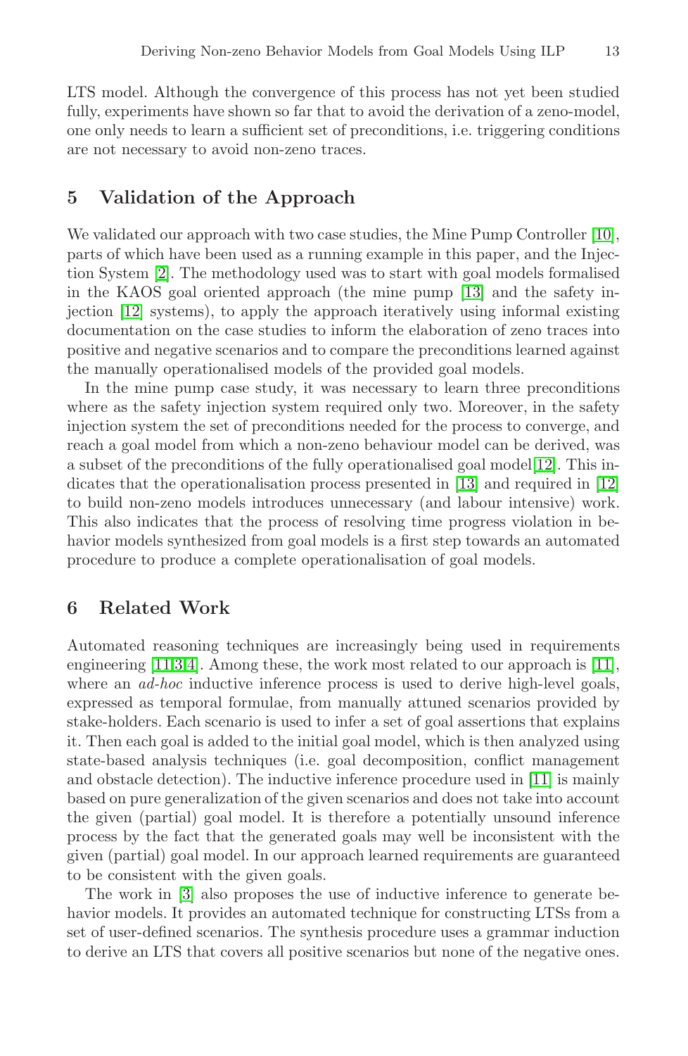LTS model. Although the convergence of this process has not yet been studied fully, experiments have shown so far that to avoid the derivation of a zeno-model, one only needs to learn a sufficient set of preconditions, i.e. triggering conditions are not necessary to avoid non-zeno traces.

## 5 Validation of the Approach

We validated our approach with two case studies, the Mine Pump Controller [10], parts of which have been used as a running example in this paper, and the Injection System [2]. The methodology used was to start with goal models formalised in the KAOS goal oriented approach (the mine pump [13] and the safety injection [12] systems), to apply the approach iteratively using informal existing documentation on the case studies to inform the elaboration of zeno traces into positive and negative scenarios and to compare the preconditions learned against the manually operationalised models of the provided goal models.

In the mine pump case study, it was necessary to learn three preconditions where as the safety injection system required only two. Moreover, in the safety injection system the set of preconditions needed for the process to converge, and reach a goal model from which a non-zeno behaviour model can be derived, was a subset of the preconditions of the fully operationalised goal model[12]. This indicates that the operationalisation process presented in [13] and required in [12] to build non-zeno models introduces unnecessary (and labour intensive) work. This also indicates that the process of resolving time progress violation in behavior models synthesized from goal models is a first step towards an automated procedure to produce a complete operationalisation of goal models.

## 6 Related Work

Automated reasoning techniques are increasingly being used in requirements engineering [11,3,4]. Among these, the work most related to our approach is [11], where an *ad-hoc* inductive inference process is used to derive high-level goals, expressed as temporal formulae, from manually attuned scenarios provided by stake-holders. Each scenario is used to infer a set of goal assertions that explains it. Then each goal is added to the initial goal model, which is then analyzed using state-based analysis techniques (i.e. goal decomposition, conflict management and obstacle detection). The inductive inference procedure used in [11] is mainly based on pure generalization of the given scenarios and does not take into account the given (partial) goal model. It is therefore a potentially unsound inference process by the fact that the generated goals may well be inconsistent with the given (partial) goal model. In our approach learned requirements are guaranteed to be consistent with the given goals.

The work in [3] also proposes the use of inductive inference to generate behavior models. It provides an automated technique for constructing LTSs from a set of user-defined scenarios. The synthesis procedure uses a grammar induction to derive an LTS that covers all positive scenarios but none of the negative ones.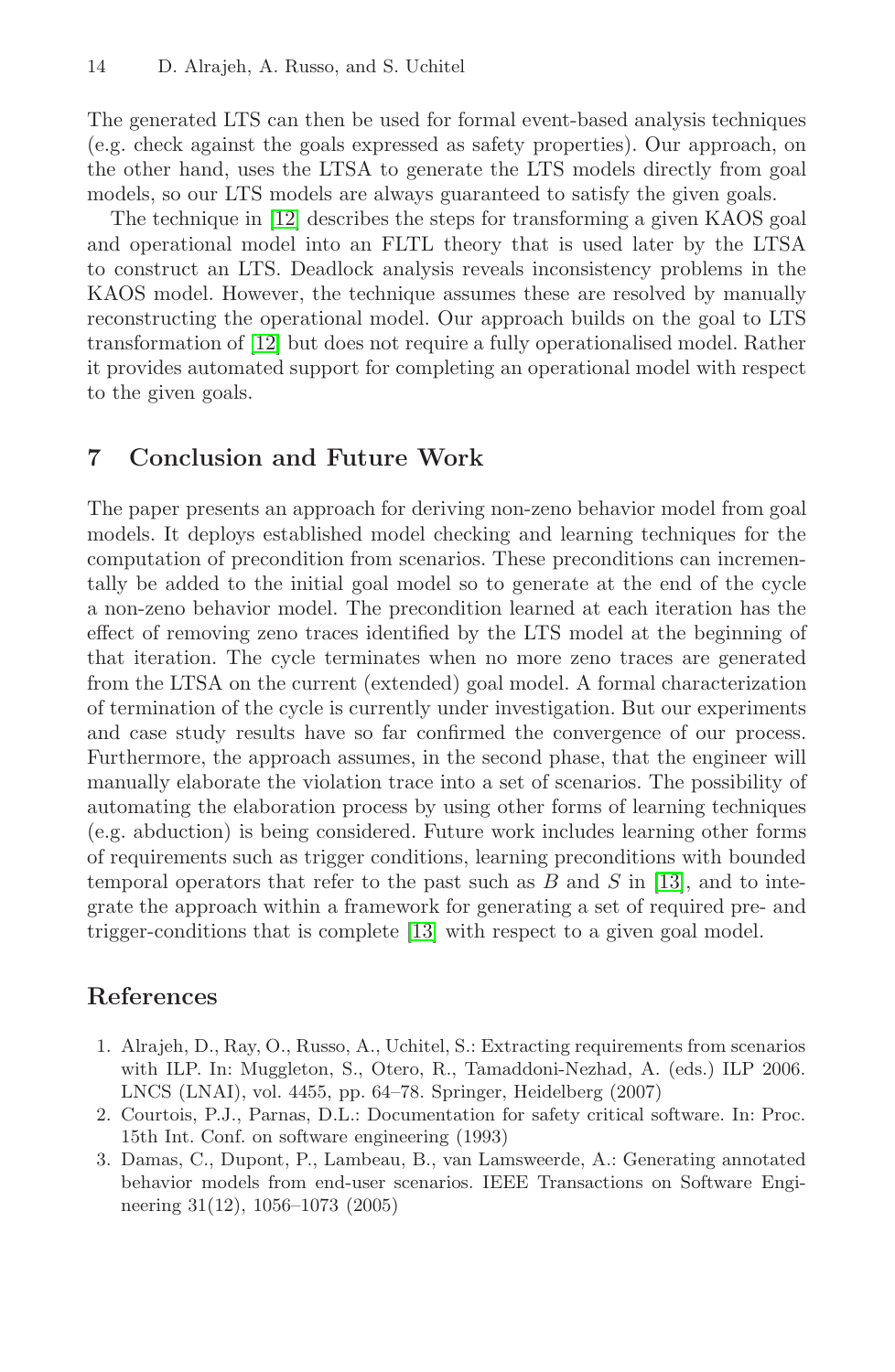The generated LTS can then be used for formal event-based analysis techniques (e.g. check against the goals expressed as safety properties). Our approach, on the other hand, uses the LTSA to generate the LTS models directly from goal models, so our LTS models are always guaranteed to satisfy the given goals.

The technique in [12] describes the steps for transforming a given KAOS goal and operational model into an FLTL theory that is used later by the LTSA to construct an LTS. Deadlock analysis reveals inconsistency problems in the KAOS model. However, the technique assumes these are resolved by manually reconstructing the operational model. Our approach builds on the goal to LTS transformation of [12] but does not require a fully operationalised model. Rather it provides automated support for completing an operational model with respect to the given goals.

## 7 Conclusion and Future Work

The paper presents an approach for deriving non-zeno behavior model from goal models. It deploys established model checking and learning techniques for the computation of precondition from scenarios. These preconditions can incrementally be added to the initial goal model so to generate at the end of the cycle a non-zeno behavior model. The precondition learned at each iteration has the effect of removing zeno traces identified by the LTS model at the beginning of that iteration. The cycle terminates when no more zeno traces are generated from the LTSA on the current (extended) goal model. A formal characterization of termination of the cycle is currently under investigation. But our experiments and case study results have so far confirmed the convergence of our process. Furthermore, the approach assumes, in the second phase, that the engineer will manually elaborate the violation trace into a set of scenarios. The possibility of automating the elaboration process by using other forms of learning techniques (e.g. abduction) is being considered. Future work includes learning other forms of requirements such as trigger conditions, learning preconditions with bounded temporal operators that refer to the past such as $B$ and $S$ in [13], and to integrate the approach within a framework for generating a set of required pre- and trigger-conditions that is complete [13] with respect to a given goal model.

## References

1. Alrajeh, D., Ray, O., Russo, A., Uchitel, S.: Extracting requirements from scenarios with ILP. In: Muggleton, S., Otero, R., Tamaddoni-Nezhad, A. (eds.) ILP 2006. LNCS (LNAI), vol. 4455, pp. 64–78. Springer, Heidelberg (2007)
2. Courtois, P.J., Parnas, D.L.: Documentation for safety critical software. In: Proc. 15th Int. Conf. on software engineering (1993)
3. Damas, C., Dupont, P., Lambeau, B., van Lamsweerde, A.: Generating annotated behavior models from end-user scenarios. IEEE Transactions on Software Engineering 31(12), 1056–1073 (2005)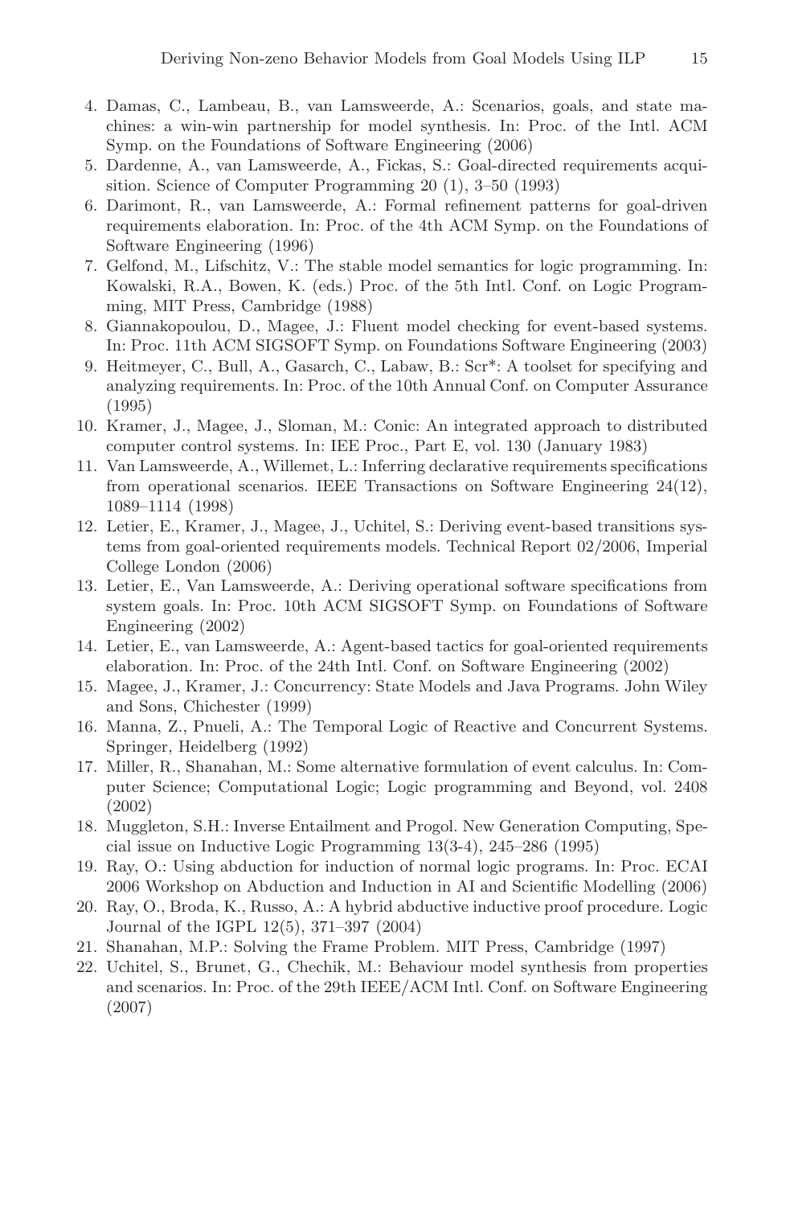4. Damas, C., Lambeau, B., van Lamsweerde, A.: Scenarios, goals, and state machines: a win-win partnership for model synthesis. In: Proc. of the Intl. ACM Symp. on the Foundations of Software Engineering (2006)
5. Dardenne, A., van Lamsweerde, A., Fickas, S.: Goal-directed requirements acquisition. Science of Computer Programming 20 (1), 3–50 (1993)
6. Darimont, R., van Lamsweerde, A.: Formal refinement patterns for goal-driven requirements elaboration. In: Proc. of the 4th ACM Symp. on the Foundations of Software Engineering (1996)
7. Gelfond, M., Lifschitz, V.: The stable model semantics for logic programming. In: Kowalski, R.A., Bowen, K. (eds.) Proc. of the 5th Intl. Conf. on Logic Programming, MIT Press, Cambridge (1988)
8. Giannakopoulou, D., Magee, J.: Fluent model checking for event-based systems. In: Proc. 11th ACM SIGSOFT Symp. on Foundations Software Engineering (2003)
9. Heitmeyer, C., Bull, A., Gasarch, C., Labaw, B.: Scr*: A toolset for specifying and analyzing requirements. In: Proc. of the 10th Annual Conf. on Computer Assurance (1995)
10. Kramer, J., Magee, J., Sloman, M.: Conic: An integrated approach to distributed computer control systems. In: IEE Proc., Part E, vol. 130 (January 1983)
11. Van Lamsweerde, A., Willemet, L.: Inferring declarative requirements specifications from operational scenarios. IEEE Transactions on Software Engineering 24(12), 1089–1114 (1998)
12. Letier, E., Kramer, J., Magee, J., Uchitel, S.: Deriving event-based transitions systems from goal-oriented requirements models. Technical Report 02/2006, Imperial College London (2006)
13. Letier, E., Van Lamsweerde, A.: Deriving operational software specifications from system goals. In: Proc. 10th ACM SIGSOFT Symp. on Foundations of Software Engineering (2002)
14. Letier, E., van Lamsweerde, A.: Agent-based tactics for goal-oriented requirements elaboration. In: Proc. of the 24th Intl. Conf. on Software Engineering (2002)
15. Magee, J., Kramer, J.: Concurrency: State Models and Java Programs. John Wiley and Sons, Chichester (1999)
16. Manna, Z., Pnueli, A.: The Temporal Logic of Reactive and Concurrent Systems. Springer, Heidelberg (1992)
17. Miller, R., Shanahan, M.: Some alternative formulation of event calculus. In: Computer Science; Computational Logic; Logic programming and Beyond, vol. 2408 (2002)
18. Muggleton, S.H.: Inverse Entailment and Progol. New Generation Computing, Special issue on Inductive Logic Programming 13(3-4), 245–286 (1995)
19. Ray, O.: Using abduction for induction of normal logic programs. In: Proc. ECAI 2006 Workshop on Abduction and Induction in AI and Scientific Modelling (2006)
20. Ray, O., Broda, K., Russo, A.: A hybrid abductive inductive proof procedure. Logic Journal of the IGPL 12(5), 371–397 (2004)
21. Shanahan, M.P.: Solving the Frame Problem. MIT Press, Cambridge (1997)
22. Uchitel, S., Brunet, G., Chechik, M.: Behaviour model synthesis from properties and scenarios. In: Proc. of the 29th IEEE/ACM Intl. Conf. on Software Engineering (2007)